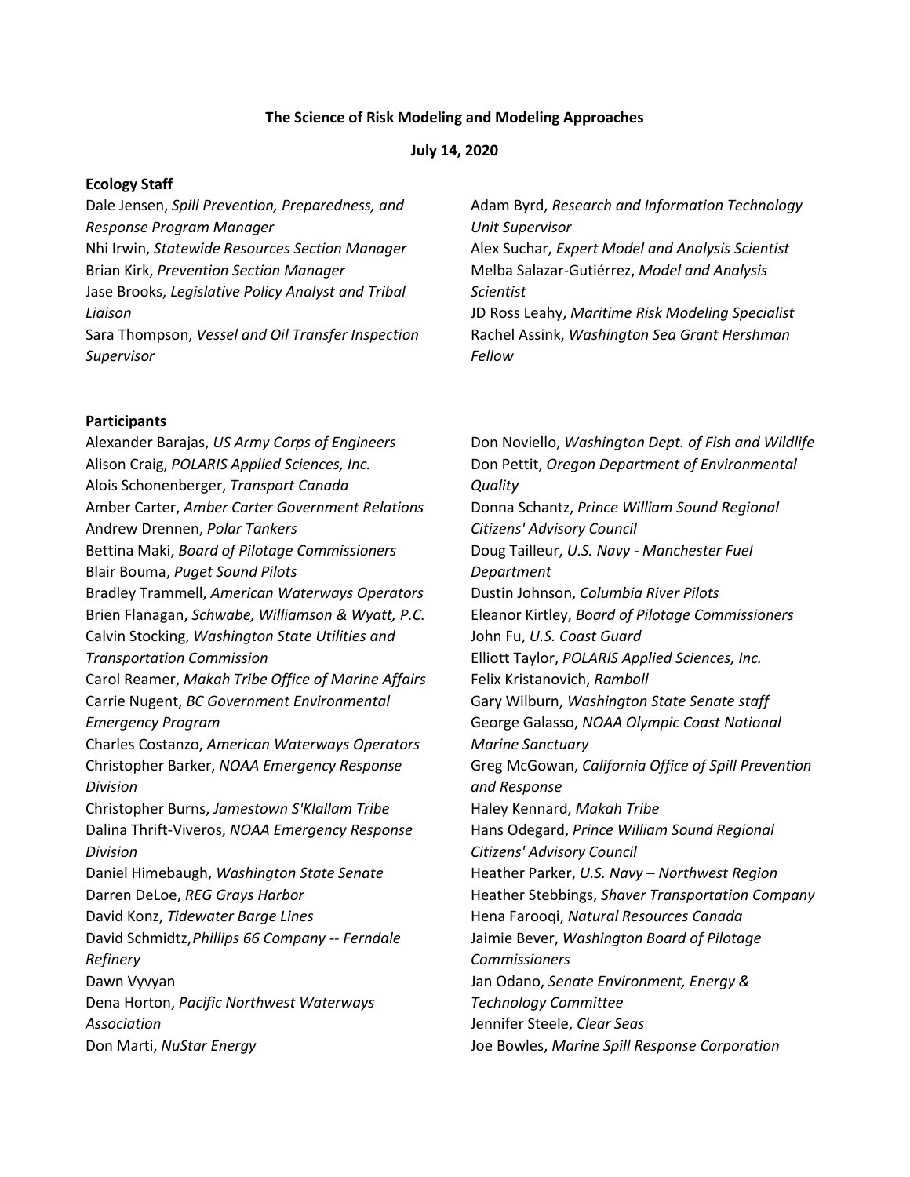**The Science of Risk Modeling and Modeling Approaches**

**July 14, 2020**

**Ecology Staff**

Dale Jensen, *Spill Prevention, Preparedness, and Response Program Manager*
Nhi Irwin, *Statewide Resources Section Manager*
Brian Kirk, *Prevention Section Manager*
Jase Brooks, *Legislative Policy Analyst and Tribal Liaison*
Sara Thompson, *Vessel and Oil Transfer Inspection Supervisor*
Adam Byrd, *Research and Information Technology Unit Supervisor*
Alex Suchar, *Expert Model and Analysis Scientist*
Melba Salazar-Gutiérrez, *Model and Analysis Scientist*
JD Ross Leahy, *Maritime Risk Modeling Specialist*
Rachel Assink, *Washington Sea Grant Hershman Fellow*

**Participants**

Alexander Barajas, *US Army Corps of Engineers*
Alison Craig, *POLARIS Applied Sciences, Inc.*
Alois Schonenberger, *Transport Canada*
Amber Carter, *Amber Carter Government Relations*
Andrew Drennen, *Polar Tankers*
Bettina Maki, *Board of Pilotage Commissioners*
Blair Bouma, *Puget Sound Pilots*
Bradley Trammell, *American Waterways Operators*
Brien Flanagan, *Schwabe, Williamson & Wyatt, P.C.*
Calvin Stocking, *Washington State Utilities and Transportation Commission*
Carol Reamer, *Makah Tribe Office of Marine Affairs*
Carrie Nugent, *BC Government Environmental Emergency Program*
Charles Costanzo, *American Waterways Operators*
Christopher Barker, *NOAA Emergency Response Division*
Christopher Burns, *Jamestown S'Klallam Tribe*
Dalina Thrift-Viveros, *NOAA Emergency Response Division*
Daniel Himebaugh, *Washington State Senate*
Darren DeLoe, *REG Grays Harbor*
David Konz, *Tidewater Barge Lines*
David Schmidtz, *Phillips 66 Company -- Ferndale Refinery*
Dawn Vyvyan
Dena Horton, *Pacific Northwest Waterways Association*
Don Marti, *NuStar Energy*
Don Noviello, *Washington Dept. of Fish and Wildlife*
Don Pettit, *Oregon Department of Environmental Quality*
Donna Schantz, *Prince William Sound Regional Citizens' Advisory Council*
Doug Tailleur, *U.S. Navy - Manchester Fuel Department*
Dustin Johnson, *Columbia River Pilots*
Eleanor Kirtley, *Board of Pilotage Commissioners*
John Fu, *U.S. Coast Guard*
Elliott Taylor, *POLARIS Applied Sciences, Inc.*
Felix Kristanovich, *Ramboll*
Gary Wilburn, *Washington State Senate staff*
George Galasso, *NOAA Olympic Coast National Marine Sanctuary*
Greg McGowan, *California Office of Spill Prevention and Response*
Haley Kennard, *Makah Tribe*
Hans Odegard, *Prince William Sound Regional Citizens' Advisory Council*
Heather Parker, *U.S. Navy – Northwest Region*
Heather Stebbings, *Shaver Transportation Company*
Hena Farooqi, *Natural Resources Canada*
Jaimie Bever, *Washington Board of Pilotage Commissioners*
Jan Odano, *Senate Environment, Energy & Technology Committee*
Jennifer Steele, *Clear Seas*
Joe Bowles, *Marine Spill Response Corporation*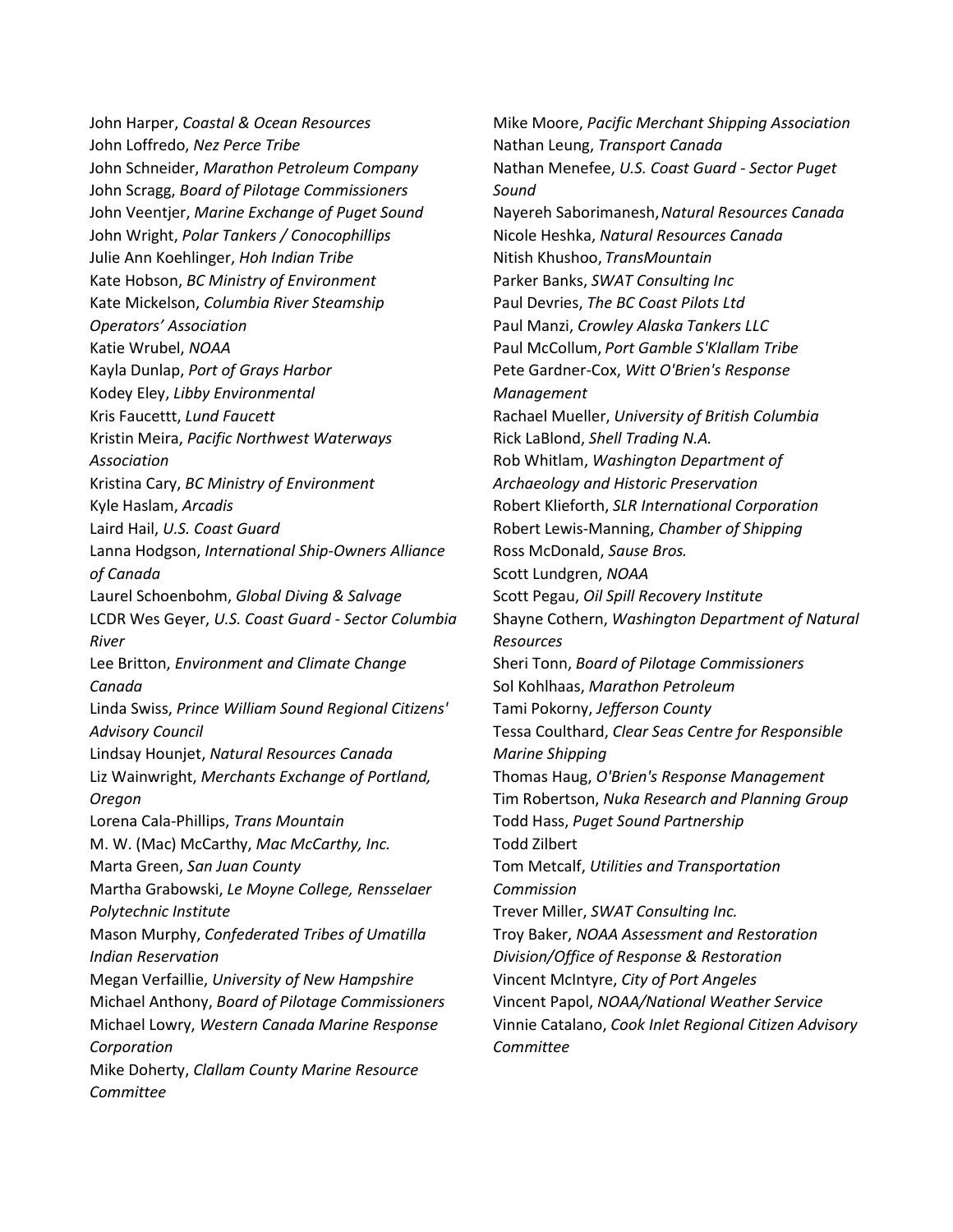John Harper, *Coastal & Ocean Resources*
John Loffredo, *Nez Perce Tribe*
John Schneider, *Marathon Petroleum Company*
John Scragg, *Board of Pilotage Commissioners*
John Veentjer, *Marine Exchange of Puget Sound*
John Wright, *Polar Tankers / Conocophillips*
Julie Ann Koehlinger, *Hoh Indian Tribe*
Kate Hobson, *BC Ministry of Environment*
Kate Mickelson, *Columbia River Steamship Operators' Association*
Katie Wrubel, *NOAA*
Kayla Dunlap, *Port of Grays Harbor*
Kodey Eley, *Libby Environmental*
Kris Faucettt, *Lund Faucett*
Kristin Meira, *Pacific Northwest Waterways Association*
Kristina Cary, *BC Ministry of Environment*
Kyle Haslam, *Arcadis*
Laird Hail, *U.S. Coast Guard*
Lanna Hodgson, *International Ship-Owners Alliance of Canada*
Laurel Schoenbohm, *Global Diving & Salvage*
LCDR Wes Geyer, *U.S. Coast Guard - Sector Columbia River*
Lee Britton, *Environment and Climate Change Canada*
Linda Swiss, *Prince William Sound Regional Citizens' Advisory Council*
Lindsay Hounjet, *Natural Resources Canada*
Liz Wainwright, *Merchants Exchange of Portland, Oregon*
Lorena Cala-Phillips, *Trans Mountain*
M. W. (Mac) McCarthy, *Mac McCarthy, Inc.*
Marta Green, *San Juan County*
Martha Grabowski, *Le Moyne College, Rensselaer Polytechnic Institute*
Mason Murphy, *Confederated Tribes of Umatilla Indian Reservation*
Megan Verfaillie, *University of New Hampshire*
Michael Anthony, *Board of Pilotage Commissioners*
Michael Lowry, *Western Canada Marine Response Corporation*
Mike Doherty, *Clallam County Marine Resource Committee*
Mike Moore, *Pacific Merchant Shipping Association*
Nathan Leung, *Transport Canada*
Nathan Menefee, *U.S. Coast Guard - Sector Puget Sound*
Nayereh Saborimanesh, *Natural Resources Canada*
Nicole Heshka, *Natural Resources Canada*
Nitish Khushoo, *TransMountain*
Parker Banks, *SWAT Consulting Inc*
Paul Devries, *The BC Coast Pilots Ltd*
Paul Manzi, *Crowley Alaska Tankers LLC*
Paul McCollum, *Port Gamble S'Klallam Tribe*
Pete Gardner-Cox, *Witt O'Brien's Response Management*
Rachael Mueller, *University of British Columbia*
Rick LaBlond, *Shell Trading N.A.*
Rob Whitlam, *Washington Department of Archaeology and Historic Preservation*
Robert Klieforth, *SLR International Corporation*
Robert Lewis-Manning, *Chamber of Shipping*
Ross McDonald, *Sause Bros.*
Scott Lundgren, *NOAA*
Scott Pegau, *Oil Spill Recovery Institute*
Shayne Cothern, *Washington Department of Natural Resources*
Sheri Tonn, *Board of Pilotage Commissioners*
Sol Kohlhaas, *Marathon Petroleum*
Tami Pokorny, *Jefferson County*
Tessa Coulthard, *Clear Seas Centre for Responsible Marine Shipping*
Thomas Haug, *O'Brien's Response Management*
Tim Robertson, *Nuka Research and Planning Group*
Todd Hass, *Puget Sound Partnership*
Todd Zilbert
Tom Metcalf, *Utilities and Transportation Commission*
Trever Miller, *SWAT Consulting Inc.*
Troy Baker, *NOAA Assessment and Restoration Division/Office of Response & Restoration*
Vincent McIntyre, *City of Port Angeles*
Vincent Papol, *NOAA/National Weather Service*
Vinnie Catalano, *Cook Inlet Regional Citizen Advisory Committee*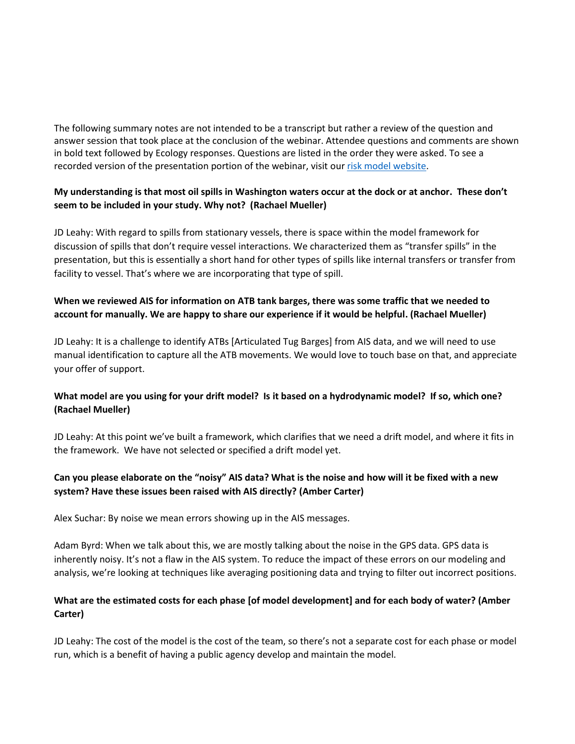The following summary notes are not intended to be a transcript but rather a review of the question and answer session that took place at the conclusion of the webinar. Attendee questions and comments are shown in bold text followed by Ecology responses. Questions are listed in the order they were asked. To see a recorded version of the presentation portion of the webinar, visit our [risk model website](risk model website).

**My understanding is that most oil spills in Washington waters occur at the dock or at anchor. These don't seem to be included in your study. Why not? (Rachael Mueller)**

JD Leahy: With regard to spills from stationary vessels, there is space within the model framework for discussion of spills that don't require vessel interactions. We characterized them as "transfer spills" in the presentation, but this is essentially a short hand for other types of spills like internal transfers or transfer from facility to vessel. That's where we are incorporating that type of spill.

**When we reviewed AIS for information on ATB tank barges, there was some traffic that we needed to account for manually. We are happy to share our experience if it would be helpful. (Rachael Mueller)**

JD Leahy: It is a challenge to identify ATBs [Articulated Tug Barges] from AIS data, and we will need to use manual identification to capture all the ATB movements. We would love to touch base on that, and appreciate your offer of support.

**What model are you using for your drift model? Is it based on a hydrodynamic model? If so, which one? (Rachael Mueller)**

JD Leahy: At this point we've built a framework, which clarifies that we need a drift model, and where it fits in the framework. We have not selected or specified a drift model yet.

**Can you please elaborate on the "noisy" AIS data? What is the noise and how will it be fixed with a new system? Have these issues been raised with AIS directly? (Amber Carter)**

Alex Suchar: By noise we mean errors showing up in the AIS messages.

Adam Byrd: When we talk about this, we are mostly talking about the noise in the GPS data. GPS data is inherently noisy. It's not a flaw in the AIS system. To reduce the impact of these errors on our modeling and analysis, we're looking at techniques like averaging positioning data and trying to filter out incorrect positions.

**What are the estimated costs for each phase [of model development] and for each body of water? (Amber Carter)**

JD Leahy: The cost of the model is the cost of the team, so there's not a separate cost for each phase or model run, which is a benefit of having a public agency develop and maintain the model.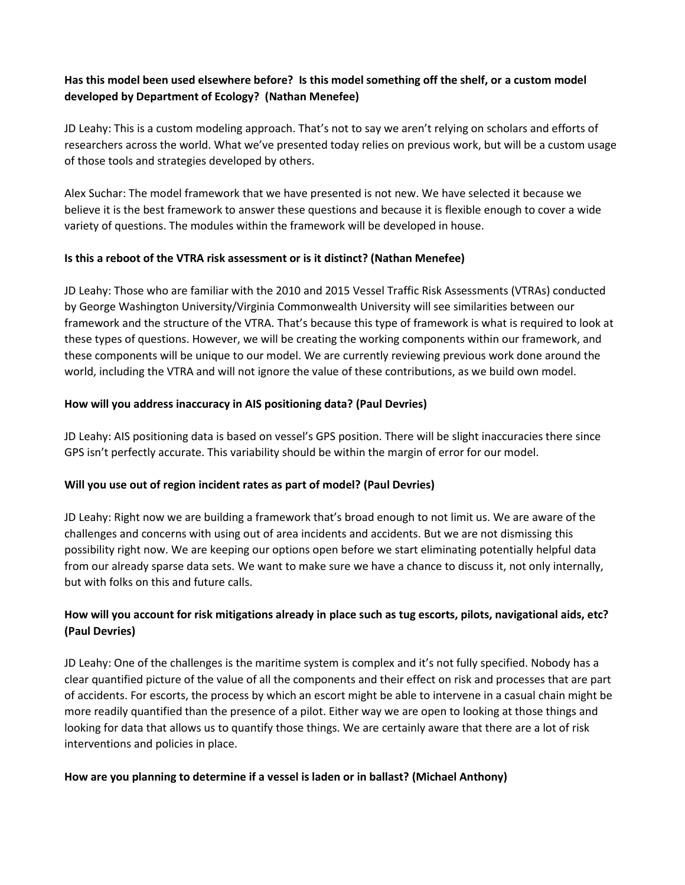**Has this model been used elsewhere before? Is this model something off the shelf, or a custom model developed by Department of Ecology? (Nathan Menefee)**

JD Leahy: This is a custom modeling approach. That's not to say we aren't relying on scholars and efforts of researchers across the world. What we've presented today relies on previous work, but will be a custom usage of those tools and strategies developed by others.

Alex Suchar: The model framework that we have presented is not new. We have selected it because we believe it is the best framework to answer these questions and because it is flexible enough to cover a wide variety of questions. The modules within the framework will be developed in house.

**Is this a reboot of the VTRA risk assessment or is it distinct? (Nathan Menefee)**

JD Leahy: Those who are familiar with the 2010 and 2015 Vessel Traffic Risk Assessments (VTRAs) conducted by George Washington University/Virginia Commonwealth University will see similarities between our framework and the structure of the VTRA. That's because this type of framework is what is required to look at these types of questions. However, we will be creating the working components within our framework, and these components will be unique to our model. We are currently reviewing previous work done around the world, including the VTRA and will not ignore the value of these contributions, as we build own model.

**How will you address inaccuracy in AIS positioning data? (Paul Devries)**

JD Leahy: AIS positioning data is based on vessel's GPS position. There will be slight inaccuracies there since GPS isn't perfectly accurate. This variability should be within the margin of error for our model.

**Will you use out of region incident rates as part of model? (Paul Devries)**

JD Leahy: Right now we are building a framework that's broad enough to not limit us. We are aware of the challenges and concerns with using out of area incidents and accidents. But we are not dismissing this possibility right now. We are keeping our options open before we start eliminating potentially helpful data from our already sparse data sets. We want to make sure we have a chance to discuss it, not only internally, but with folks on this and future calls.

**How will you account for risk mitigations already in place such as tug escorts, pilots, navigational aids, etc? (Paul Devries)**

JD Leahy: One of the challenges is the maritime system is complex and it's not fully specified. Nobody has a clear quantified picture of the value of all the components and their effect on risk and processes that are part of accidents. For escorts, the process by which an escort might be able to intervene in a casual chain might be more readily quantified than the presence of a pilot. Either way we are open to looking at those things and looking for data that allows us to quantify those things. We are certainly aware that there are a lot of risk interventions and policies in place.

**How are you planning to determine if a vessel is laden or in ballast? (Michael Anthony)**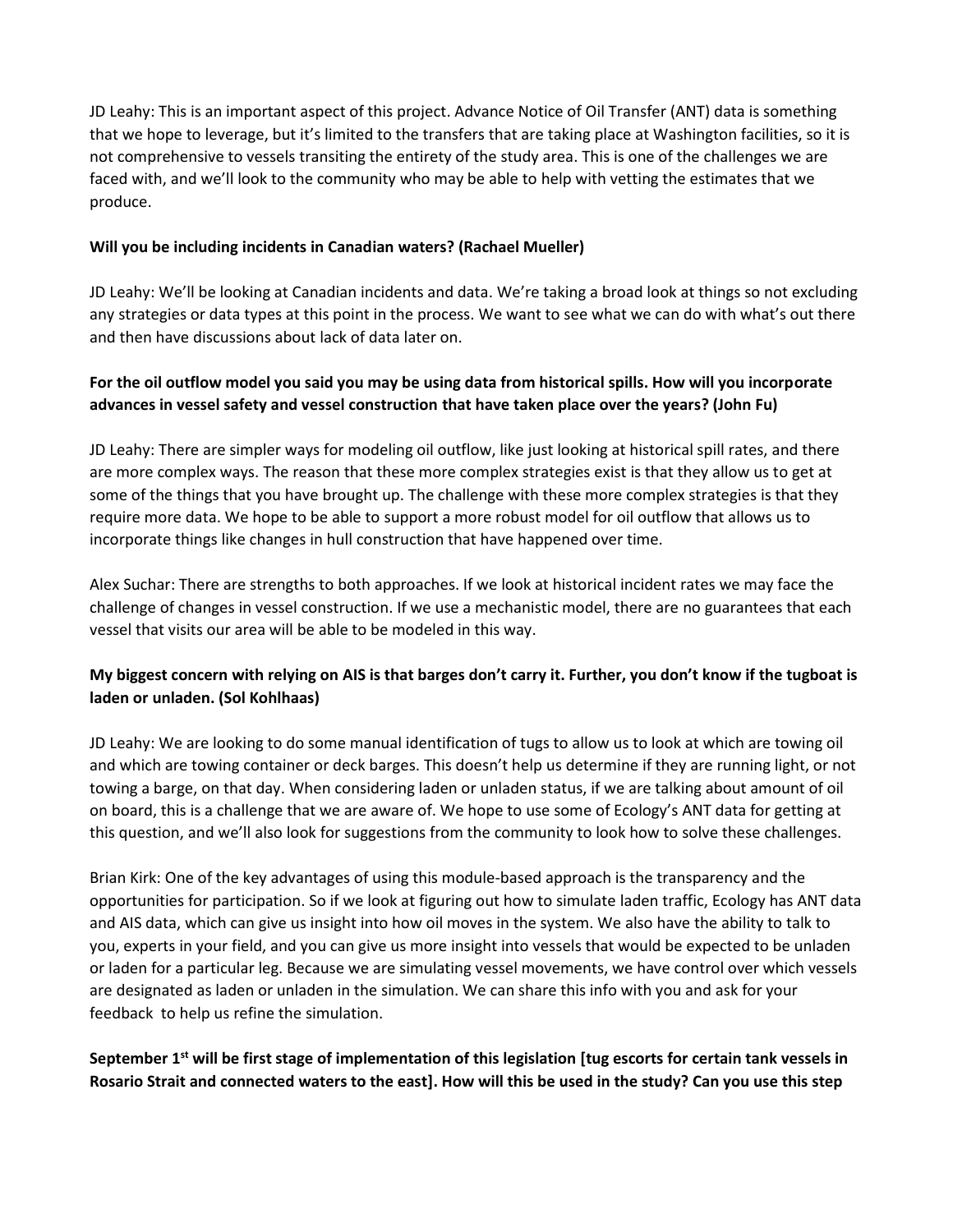JD Leahy: This is an important aspect of this project. Advance Notice of Oil Transfer (ANT) data is something that we hope to leverage, but it's limited to the transfers that are taking place at Washington facilities, so it is not comprehensive to vessels transiting the entirety of the study area. This is one of the challenges we are faced with, and we'll look to the community who may be able to help with vetting the estimates that we produce.

**Will you be including incidents in Canadian waters? (Rachael Mueller)**

JD Leahy: We'll be looking at Canadian incidents and data. We're taking a broad look at things so not excluding any strategies or data types at this point in the process. We want to see what we can do with what's out there and then have discussions about lack of data later on.

**For the oil outflow model you said you may be using data from historical spills. How will you incorporate advances in vessel safety and vessel construction that have taken place over the years? (John Fu)**

JD Leahy: There are simpler ways for modeling oil outflow, like just looking at historical spill rates, and there are more complex ways. The reason that these more complex strategies exist is that they allow us to get at some of the things that you have brought up. The challenge with these more complex strategies is that they require more data. We hope to be able to support a more robust model for oil outflow that allows us to incorporate things like changes in hull construction that have happened over time.

Alex Suchar: There are strengths to both approaches. If we look at historical incident rates we may face the challenge of changes in vessel construction. If we use a mechanistic model, there are no guarantees that each vessel that visits our area will be able to be modeled in this way.

**My biggest concern with relying on AIS is that barges don't carry it. Further, you don't know if the tugboat is laden or unladen. (Sol Kohlhaas)**

JD Leahy: We are looking to do some manual identification of tugs to allow us to look at which are towing oil and which are towing container or deck barges. This doesn't help us determine if they are running light, or not towing a barge, on that day. When considering laden or unladen status, if we are talking about amount of oil on board, this is a challenge that we are aware of. We hope to use some of Ecology's ANT data for getting at this question, and we'll also look for suggestions from the community to look how to solve these challenges.

Brian Kirk: One of the key advantages of using this module-based approach is the transparency and the opportunities for participation. So if we look at figuring out how to simulate laden traffic, Ecology has ANT data and AIS data, which can give us insight into how oil moves in the system. We also have the ability to talk to you, experts in your field, and you can give us more insight into vessels that would be expected to be unladen or laden for a particular leg. Because we are simulating vessel movements, we have control over which vessels are designated as laden or unladen in the simulation. We can share this info with you and ask for your feedback to help us refine the simulation.

**September 1st will be first stage of implementation of this legislation [tug escorts for certain tank vessels in Rosario Strait and connected waters to the east]. How will this be used in the study? Can you use this step**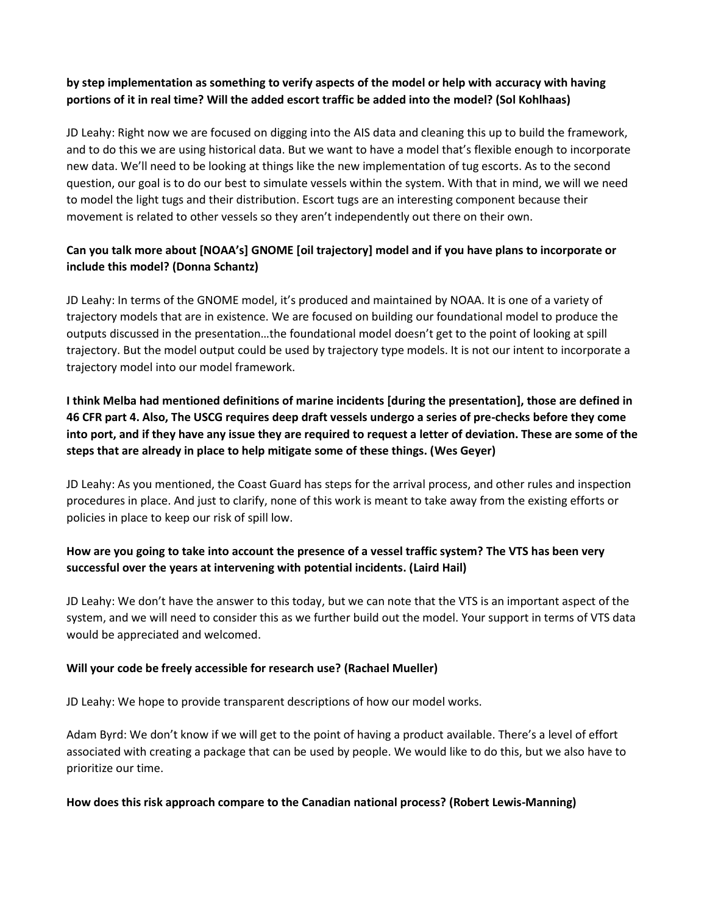**by step implementation as something to verify aspects of the model or help with accuracy with having portions of it in real time? Will the added escort traffic be added into the model? (Sol Kohlhaas)**

JD Leahy: Right now we are focused on digging into the AIS data and cleaning this up to build the framework, and to do this we are using historical data. But we want to have a model that's flexible enough to incorporate new data. We'll need to be looking at things like the new implementation of tug escorts. As to the second question, our goal is to do our best to simulate vessels within the system. With that in mind, we will we need to model the light tugs and their distribution. Escort tugs are an interesting component because their movement is related to other vessels so they aren't independently out there on their own.

**Can you talk more about [NOAA's] GNOME [oil trajectory] model and if you have plans to incorporate or include this model? (Donna Schantz)**

JD Leahy: In terms of the GNOME model, it's produced and maintained by NOAA. It is one of a variety of trajectory models that are in existence. We are focused on building our foundational model to produce the outputs discussed in the presentation…the foundational model doesn't get to the point of looking at spill trajectory. But the model output could be used by trajectory type models. It is not our intent to incorporate a trajectory model into our model framework.

**I think Melba had mentioned definitions of marine incidents [during the presentation], those are defined in 46 CFR part 4. Also, The USCG requires deep draft vessels undergo a series of pre-checks before they come into port, and if they have any issue they are required to request a letter of deviation. These are some of the steps that are already in place to help mitigate some of these things. (Wes Geyer)**

JD Leahy: As you mentioned, the Coast Guard has steps for the arrival process, and other rules and inspection procedures in place. And just to clarify, none of this work is meant to take away from the existing efforts or policies in place to keep our risk of spill low.

**How are you going to take into account the presence of a vessel traffic system? The VTS has been very successful over the years at intervening with potential incidents. (Laird Hail)**

JD Leahy: We don't have the answer to this today, but we can note that the VTS is an important aspect of the system, and we will need to consider this as we further build out the model. Your support in terms of VTS data would be appreciated and welcomed.

**Will your code be freely accessible for research use? (Rachael Mueller)**

JD Leahy: We hope to provide transparent descriptions of how our model works.

Adam Byrd: We don't know if we will get to the point of having a product available. There's a level of effort associated with creating a package that can be used by people. We would like to do this, but we also have to prioritize our time.

**How does this risk approach compare to the Canadian national process? (Robert Lewis-Manning)**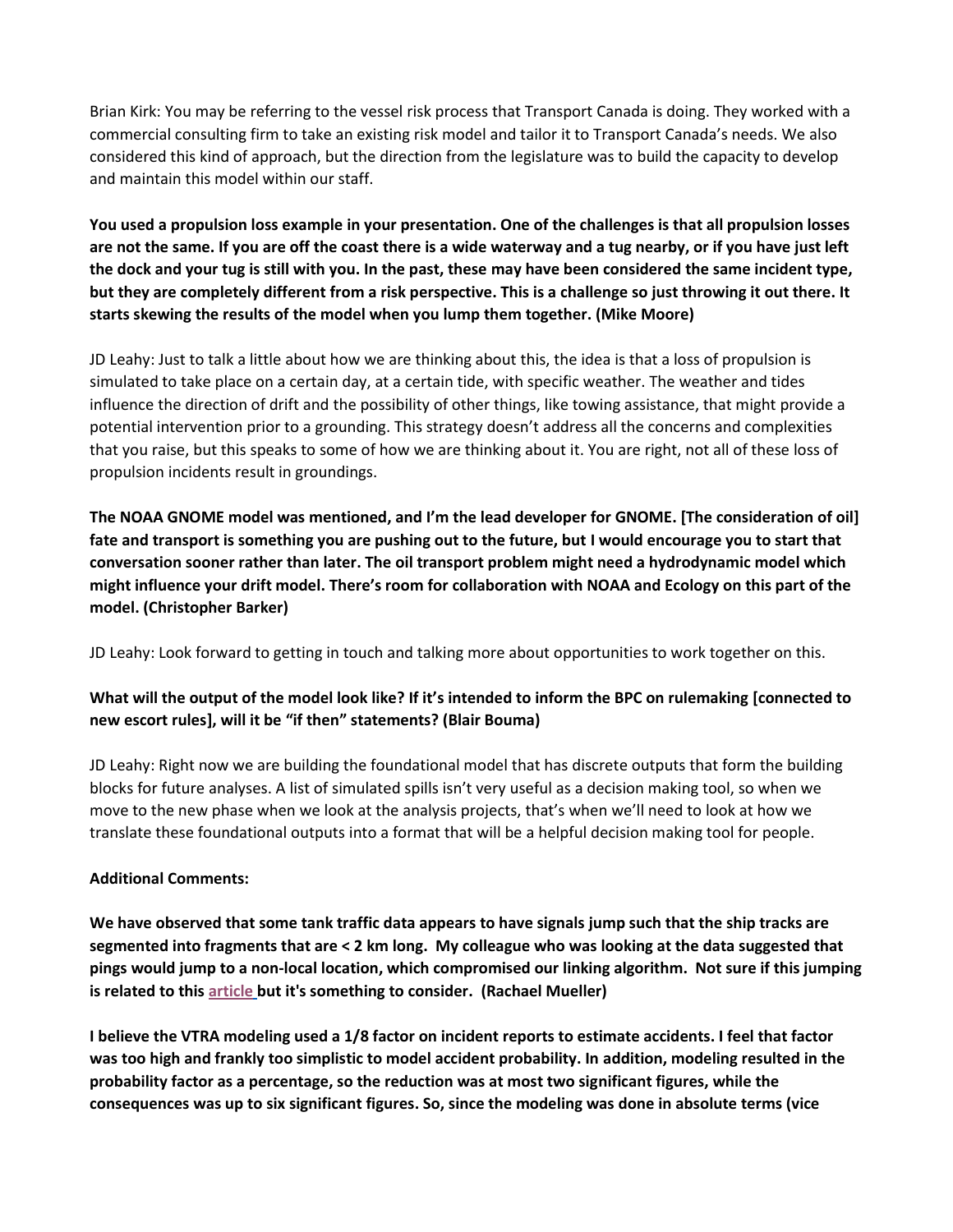Brian Kirk: You may be referring to the vessel risk process that Transport Canada is doing. They worked with a commercial consulting firm to take an existing risk model and tailor it to Transport Canada's needs. We also considered this kind of approach, but the direction from the legislature was to build the capacity to develop and maintain this model within our staff.

**You used a propulsion loss example in your presentation. One of the challenges is that all propulsion losses are not the same. If you are off the coast there is a wide waterway and a tug nearby, or if you have just left the dock and your tug is still with you. In the past, these may have been considered the same incident type, but they are completely different from a risk perspective. This is a challenge so just throwing it out there. It starts skewing the results of the model when you lump them together. (Mike Moore)**

JD Leahy: Just to talk a little about how we are thinking about this, the idea is that a loss of propulsion is simulated to take place on a certain day, at a certain tide, with specific weather. The weather and tides influence the direction of drift and the possibility of other things, like towing assistance, that might provide a potential intervention prior to a grounding. This strategy doesn't address all the concerns and complexities that you raise, but this speaks to some of how we are thinking about it. You are right, not all of these loss of propulsion incidents result in groundings.

**The NOAA GNOME model was mentioned, and I'm the lead developer for GNOME. [The consideration of oil] fate and transport is something you are pushing out to the future, but I would encourage you to start that conversation sooner rather than later. The oil transport problem might need a hydrodynamic model which might influence your drift model. There's room for collaboration with NOAA and Ecology on this part of the model. (Christopher Barker)**

JD Leahy: Look forward to getting in touch and talking more about opportunities to work together on this.

**What will the output of the model look like? If it's intended to inform the BPC on rulemaking [connected to new escort rules], will it be "if then" statements? (Blair Bouma)**

JD Leahy: Right now we are building the foundational model that has discrete outputs that form the building blocks for future analyses. A list of simulated spills isn't very useful as a decision making tool, so when we move to the new phase when we look at the analysis projects, that's when we'll need to look at how we translate these foundational outputs into a format that will be a helpful decision making tool for people.

**Additional Comments:**

**We have observed that some tank traffic data appears to have signals jump such that the ship tracks are segmented into fragments that are < 2 km long. My colleague who was looking at the data suggested that pings would jump to a non-local location, which compromised our linking algorithm. Not sure if this jumping is related to this article but it's something to consider. (Rachael Mueller)**

**I believe the VTRA modeling used a 1/8 factor on incident reports to estimate accidents. I feel that factor was too high and frankly too simplistic to model accident probability. In addition, modeling resulted in the probability factor as a percentage, so the reduction was at most two significant figures, while the consequences was up to six significant figures. So, since the modeling was done in absolute terms (vice**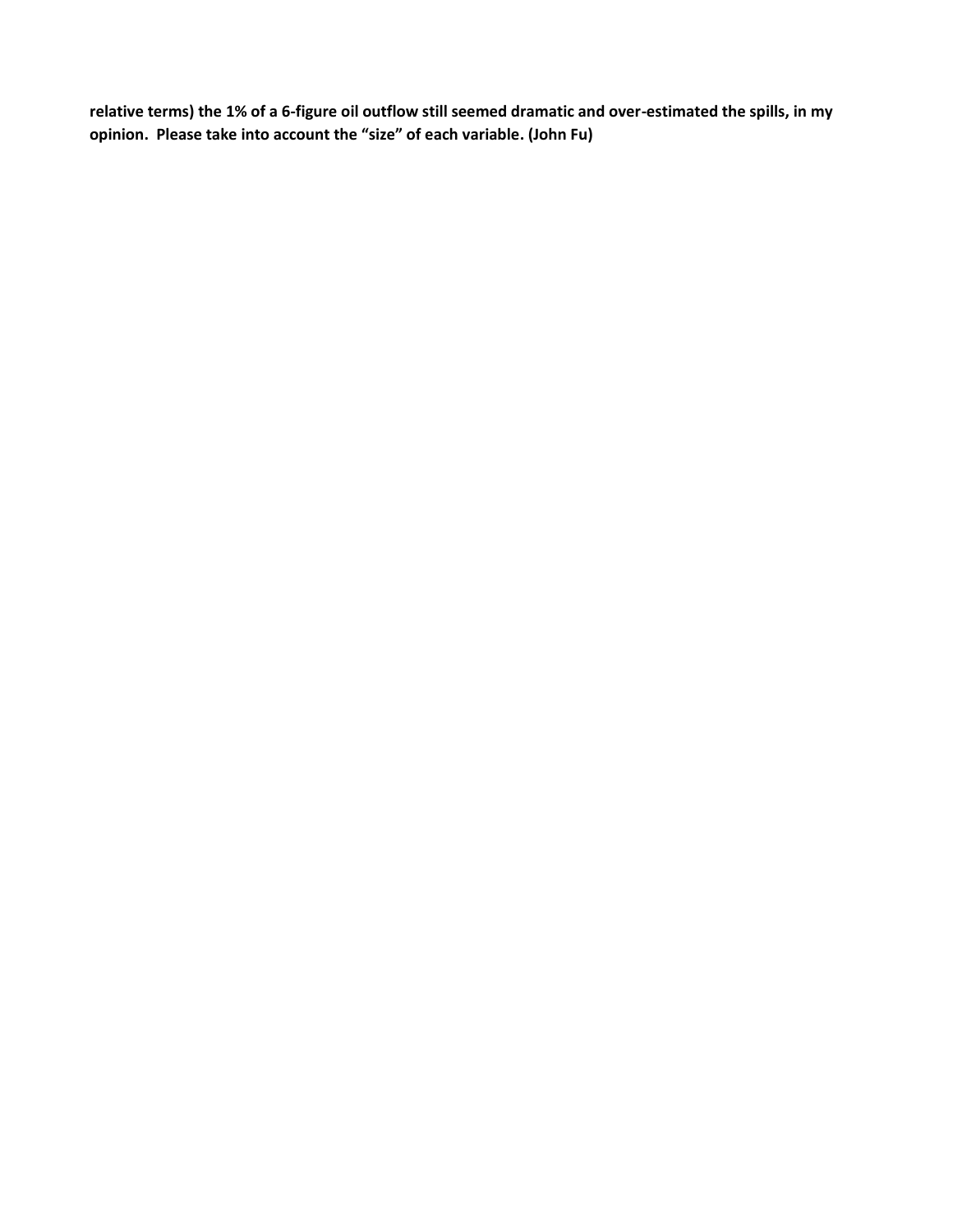**relative terms) the 1% of a 6-figure oil outflow still seemed dramatic and over-estimated the spills, in my opinion. Please take into account the "size" of each variable. (John Fu)**